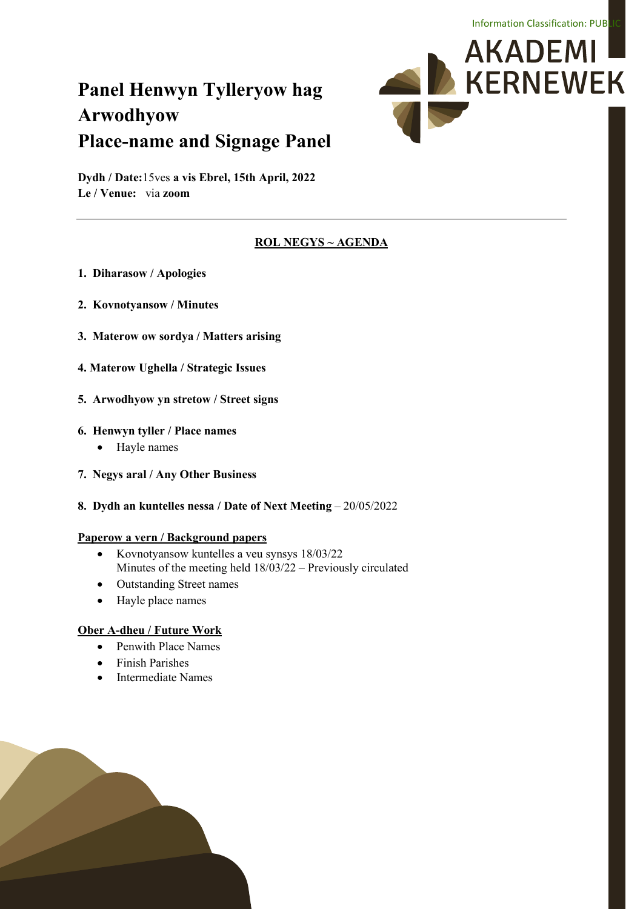Information Classification: PUBLIC

AKADEMI KERNEWEK

# Panel Henwyn Tylleryow hag Arwodhyow
# Place-name and Signage Panel

**Dydh / Date:** 15ves **a vis Ebrel, 15th April, 2022**
**Le / Venue:** via **zoom**

---

## ROL NEGYS ~ AGENDA

1. **Diharasow / Apologies**

2. **Kovnotyansow / Minutes**

3. **Materow ow sordya / Matters arising**

4. **Materow Ughella / Strategic Issues**

5. **Arwodhyow yn stretow / Street signs**

6. **Henwyn tyller / Place names**
   - Hayle names

7. **Negys aral / Any Other Business**

8. **Dydh an kuntelles nessa / Date of Next Meeting** – 20/05/2022

**Paperow a vern / Background papers**

- Kovnotyansow kuntelles a veu synsys 18/03/22
  Minutes of the meeting held 18/03/22 – Previously circulated
- Outstanding Street names
- Hayle place names

**Ober A-dheu / Future Work**

- Penwith Place Names
- Finish Parishes
- Intermediate Names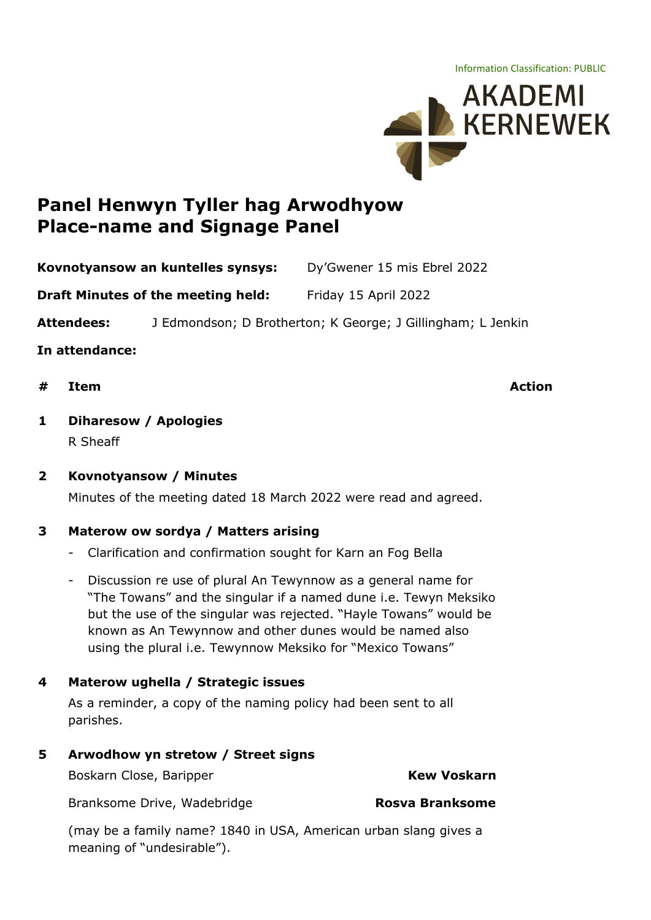Information Classification: PUBLIC

AKADEMI KERNEWEK

# Panel Henwyn Tyller hag Arwodhyow
# Place-name and Signage Panel

**Kovnotyansow an kuntelles synsys:** Dy'Gwener 15 mis Ebrel 2022

**Draft Minutes of the meeting held:** Friday 15 April 2022

**Attendees:** J Edmondson; D Brotherton; K George; J Gillingham; L Jenkin

**In attendance:**

| # | Item | Action |
|---|---|---|
| 1 | **Diharesow / Apologies** | |

R Sheaff

**2 Kovnotyansow / Minutes**

Minutes of the meeting dated 18 March 2022 were read and agreed.

**3 Materow ow sordya / Matters arising**

- Clarification and confirmation sought for Karn an Fog Bella
- Discussion re use of plural An Tewynnow as a general name for "The Towans" and the singular if a named dune i.e. Tewyn Meksiko but the use of the singular was rejected. "Hayle Towans" would be known as An Tewynnow and other dunes would be named also using the plural i.e. Tewynnow Meksiko for "Mexico Towans"

**4 Materow ughella / Strategic issues**

As a reminder, a copy of the naming policy had been sent to all parishes.

**5 Arwodhow yn stretow / Street signs**

Boskarn Close, Baripper — **Kew Voskarn**

Branksome Drive, Wadebridge — **Rosva Branksome**

(may be a family name? 1840 in USA, American urban slang gives a meaning of "undesirable").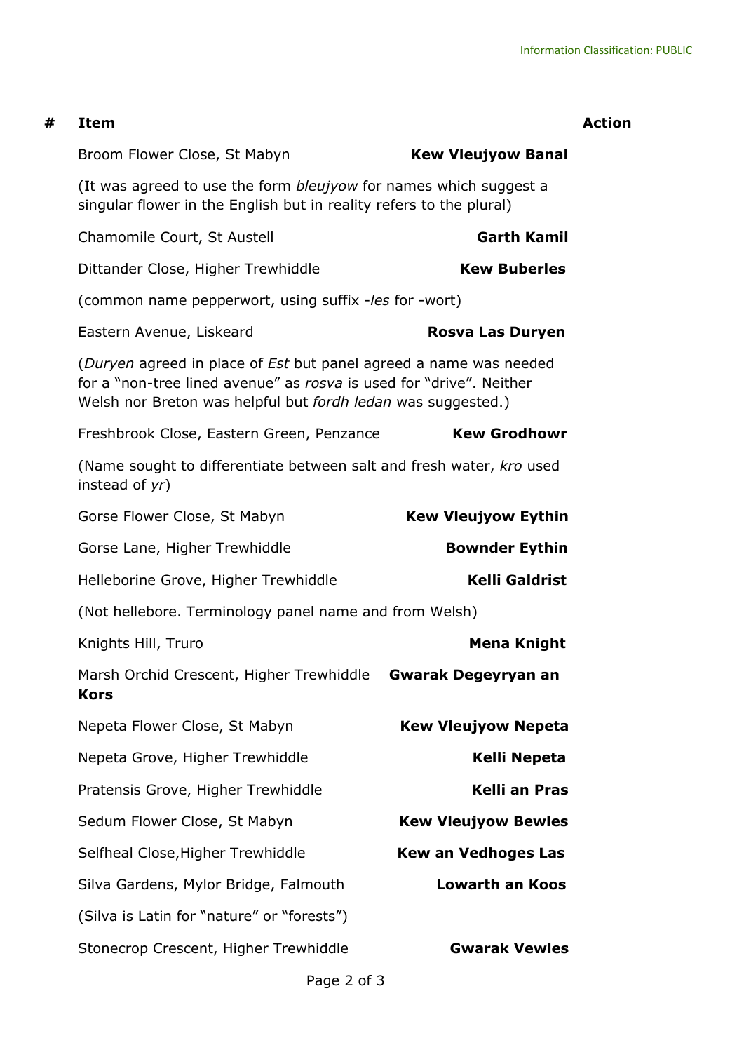| # | Item | | Action |
|---|---|---|---|
| | Broom Flower Close, St Mabyn | **Kew Vleujyow Banal** | |
| | (It was agreed to use the form *bleujyow* for names which suggest a singular flower in the English but in reality refers to the plural) | | |
| | Chamomile Court, St Austell | **Garth Kamil** | |
| | Dittander Close, Higher Trewhiddle | **Kew Buberles** | |
| | (common name pepperwort, using suffix *-les* for -wort) | | |
| | Eastern Avenue, Liskeard | **Rosva Las Duryen** | |
| | (*Duryen* agreed in place of *Est* but panel agreed a name was needed for a "non-tree lined avenue" as *rosva* is used for "drive". Neither Welsh nor Breton was helpful but *fordh ledan* was suggested.) | | |
| | Freshbrook Close, Eastern Green, Penzance | **Kew Grodhowr** | |
| | (Name sought to differentiate between salt and fresh water, *kro* used instead of *yr*) | | |
| | Gorse Flower Close, St Mabyn | **Kew Vleujyow Eythin** | |
| | Gorse Lane, Higher Trewhiddle | **Bownder Eythin** | |
| | Helleborine Grove, Higher Trewhiddle | **Kelli Galdrist** | |
| | (Not hellebore. Terminology panel name and from Welsh) | | |
| | Knights Hill, Truro | **Mena Knight** | |
| | Marsh Orchid Crescent, Higher Trewhiddle | **Gwarak Degeyryan an Kors** | |
| | Nepeta Flower Close, St Mabyn | **Kew Vleujyow Nepeta** | |
| | Nepeta Grove, Higher Trewhiddle | **Kelli Nepeta** | |
| | Pratensis Grove, Higher Trewhiddle | **Kelli an Pras** | |
| | Sedum Flower Close, St Mabyn | **Kew Vleujyow Bewles** | |
| | Selfheal Close,Higher Trewhiddle | **Kew an Vedhoges Las** | |
| | Silva Gardens, Mylor Bridge, Falmouth | **Lowarth an Koos** | |
| | (Silva is Latin for "nature" or "forests") | | |
| | Stonecrop Crescent, Higher Trewhiddle | **Gwarak Vewles** | |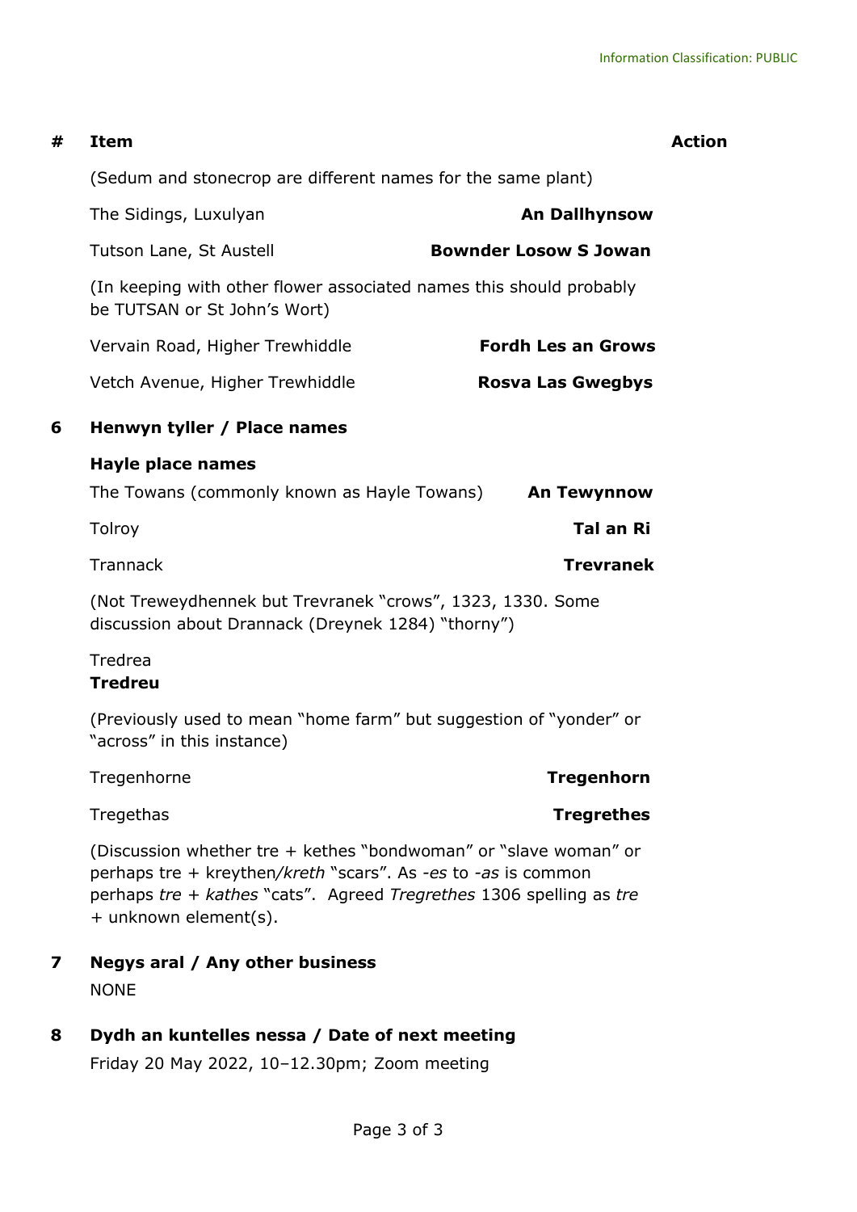| # | Item | | Action |
|---|---|---|---|
| | (Sedum and stonecrop are different names for the same plant) | | |
| | The Sidings, Luxulyan | **An Dallhynsow** | |
| | Tutson Lane, St Austell | **Bownder Losow S Jowan** | |
| | (In keeping with other flower associated names this should probably be TUTSAN or St John's Wort) | | |
| | Vervain Road, Higher Trewhiddle | **Fordh Les an Grows** | |
| | Vetch Avenue, Higher Trewhiddle | **Rosva Las Gwegbys** | |
| **6** | **Henwyn tyller / Place names** | | |
| | **Hayle place names** | | |
| | The Towans (commonly known as Hayle Towans) | **An Tewynnow** | |
| | Tolroy | **Tal an Ri** | |
| | Trannack | **Trevranek** | |
| | (Not Treweydhennek but Trevranek "crows", 1323, 1330. Some discussion about Drannack (Dreynek 1284) "thorny") | | |
| | Tredrea **Tredreu** | | |
| | (Previously used to mean "home farm" but suggestion of "yonder" or "across" in this instance) | | |
| | Tregenhorne | **Tregenhorn** | |
| | Tregethas | **Tregrethes** | |
| | (Discussion whether tre + kethes "bondwoman" or "slave woman" or perhaps tre + kreythen*/kreth* "scars". As *-es* to *-as* is common perhaps *tre* + *kathes* "cats". Agreed *Tregrethes* 1306 spelling as *tre* + unknown element(s). | | |
| **7** | **Negys aral / Any other business** | | |
| | NONE | | |
| **8** | **Dydh an kuntelles nessa / Date of next meeting** | | |
| | Friday 20 May 2022, 10–12.30pm; Zoom meeting | | |